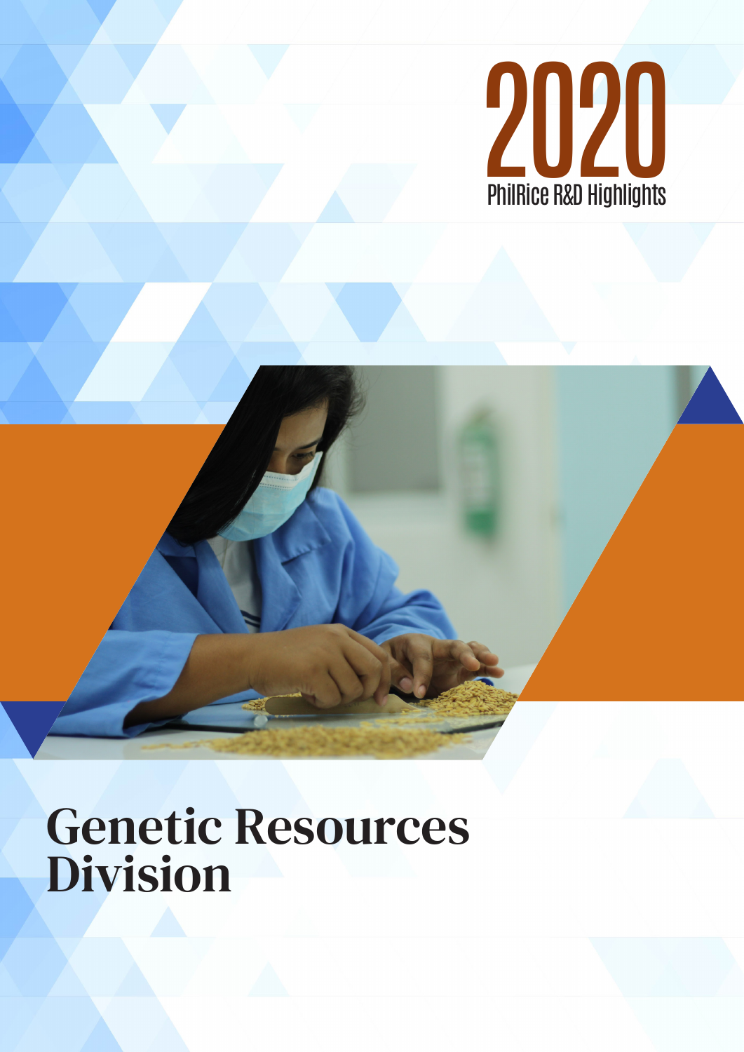# 2020

PhilRice R&D Highlights

# Genetic Resources Division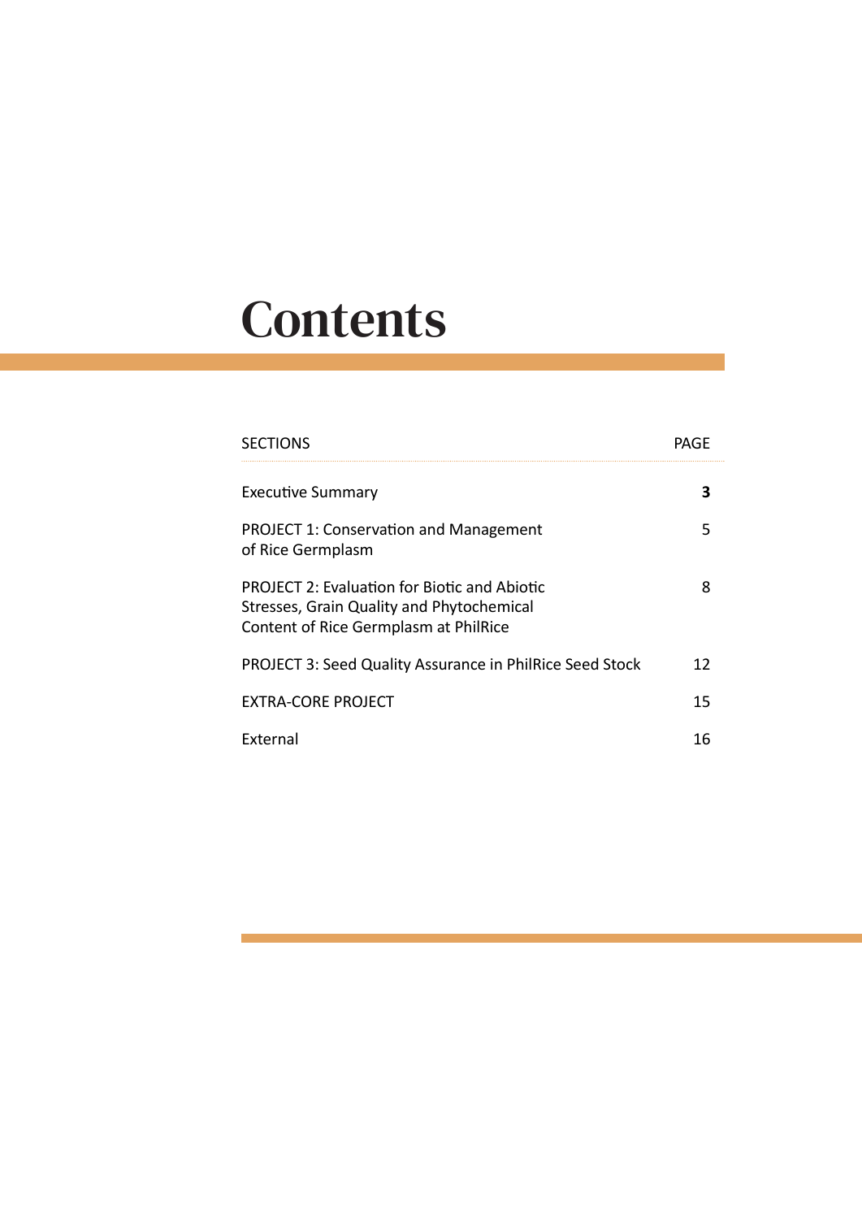# Contents

| SECTIONS | PAGE |
|---|---|
| Executive Summary | **3** |
| PROJECT 1: Conservation and Management of Rice Germplasm | 5 |
| PROJECT 2: Evaluation for Biotic and Abiotic Stresses, Grain Quality and Phytochemical Content of Rice Germplasm at PhilRice | 8 |
| PROJECT 3: Seed Quality Assurance in PhilRice Seed Stock | 12 |
| EXTRA-CORE PROJECT | 15 |
| External | 16 |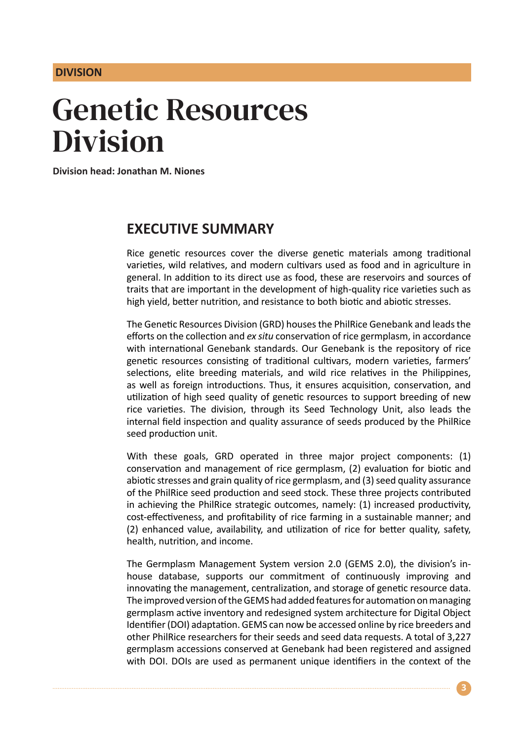**DIVISION**

# Genetic Resources Division

**Division head: Jonathan M. Niones**

## EXECUTIVE SUMMARY

Rice genetic resources cover the diverse genetic materials among traditional varieties, wild relatives, and modern cultivars used as food and in agriculture in general. In addition to its direct use as food, these are reservoirs and sources of traits that are important in the development of high-quality rice varieties such as high yield, better nutrition, and resistance to both biotic and abiotic stresses.

The Genetic Resources Division (GRD) houses the PhilRice Genebank and leads the efforts on the collection and *ex situ* conservation of rice germplasm, in accordance with international Genebank standards. Our Genebank is the repository of rice genetic resources consisting of traditional cultivars, modern varieties, farmers' selections, elite breeding materials, and wild rice relatives in the Philippines, as well as foreign introductions. Thus, it ensures acquisition, conservation, and utilization of high seed quality of genetic resources to support breeding of new rice varieties. The division, through its Seed Technology Unit, also leads the internal field inspection and quality assurance of seeds produced by the PhilRice seed production unit.

With these goals, GRD operated in three major project components: (1) conservation and management of rice germplasm, (2) evaluation for biotic and abiotic stresses and grain quality of rice germplasm, and (3) seed quality assurance of the PhilRice seed production and seed stock. These three projects contributed in achieving the PhilRice strategic outcomes, namely: (1) increased productivity, cost-effectiveness, and profitability of rice farming in a sustainable manner; and (2) enhanced value, availability, and utilization of rice for better quality, safety, health, nutrition, and income.

The Germplasm Management System version 2.0 (GEMS 2.0), the division's in-house database, supports our commitment of continuously improving and innovating the management, centralization, and storage of genetic resource data. The improved version of the GEMS had added features for automation on managing germplasm active inventory and redesigned system architecture for Digital Object Identifier (DOI) adaptation. GEMS can now be accessed online by rice breeders and other PhilRice researchers for their seeds and seed data requests. A total of 3,227 germplasm accessions conserved at Genebank had been registered and assigned with DOI. DOIs are used as permanent unique identifiers in the context of the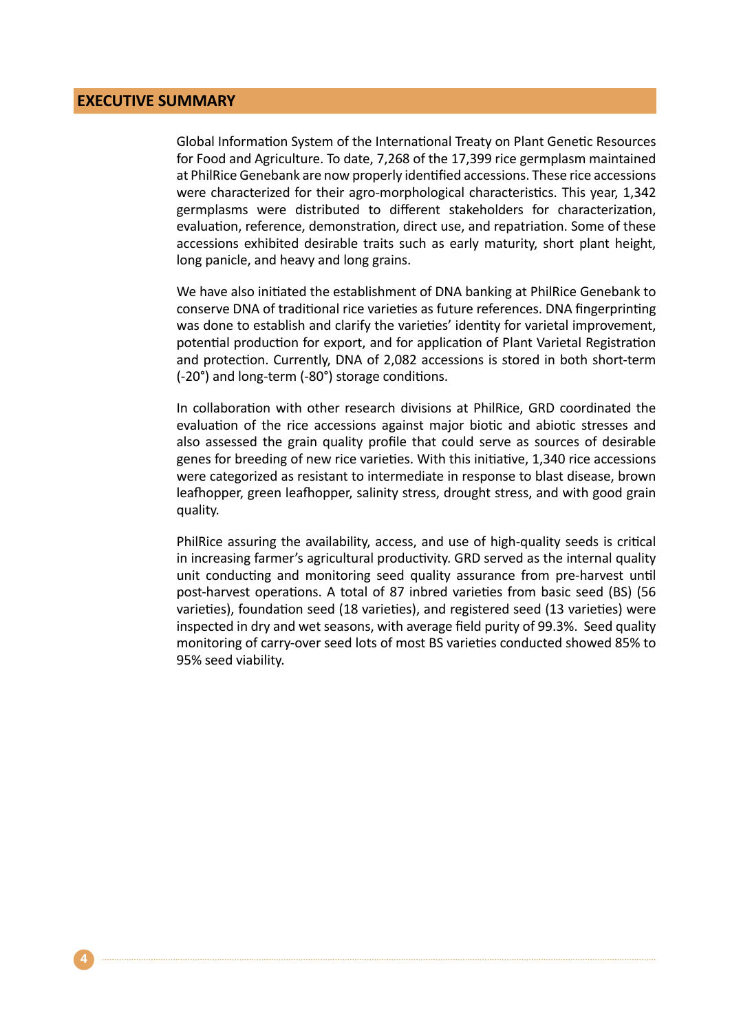## EXECUTIVE SUMMARY

Global Information System of the International Treaty on Plant Genetic Resources for Food and Agriculture. To date, 7,268 of the 17,399 rice germplasm maintained at PhilRice Genebank are now properly identified accessions. These rice accessions were characterized for their agro-morphological characteristics. This year, 1,342 germplasms were distributed to different stakeholders for characterization, evaluation, reference, demonstration, direct use, and repatriation. Some of these accessions exhibited desirable traits such as early maturity, short plant height, long panicle, and heavy and long grains.

We have also initiated the establishment of DNA banking at PhilRice Genebank to conserve DNA of traditional rice varieties as future references. DNA fingerprinting was done to establish and clarify the varieties' identity for varietal improvement, potential production for export, and for application of Plant Varietal Registration and protection. Currently, DNA of 2,082 accessions is stored in both short-term (-20°) and long-term (-80°) storage conditions.

In collaboration with other research divisions at PhilRice, GRD coordinated the evaluation of the rice accessions against major biotic and abiotic stresses and also assessed the grain quality profile that could serve as sources of desirable genes for breeding of new rice varieties. With this initiative, 1,340 rice accessions were categorized as resistant to intermediate in response to blast disease, brown leafhopper, green leafhopper, salinity stress, drought stress, and with good grain quality.

PhilRice assuring the availability, access, and use of high-quality seeds is critical in increasing farmer's agricultural productivity. GRD served as the internal quality unit conducting and monitoring seed quality assurance from pre-harvest until post-harvest operations. A total of 87 inbred varieties from basic seed (BS) (56 varieties), foundation seed (18 varieties), and registered seed (13 varieties) were inspected in dry and wet seasons, with average field purity of 99.3%. Seed quality monitoring of carry-over seed lots of most BS varieties conducted showed 85% to 95% seed viability.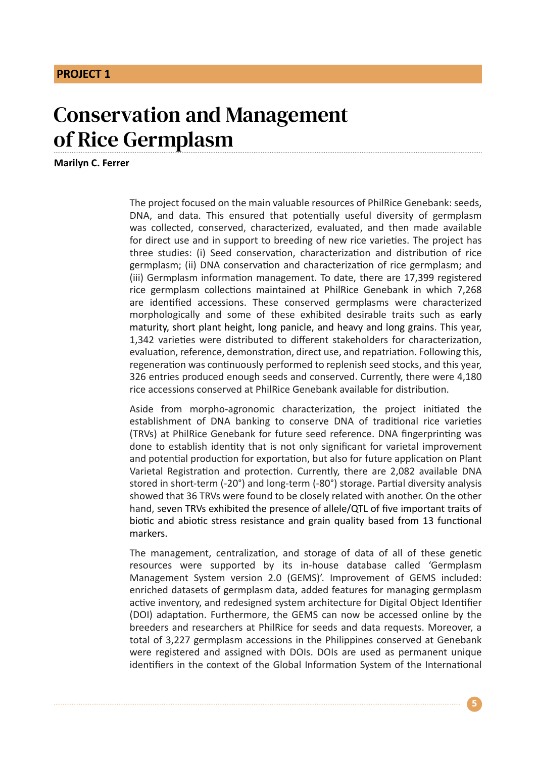**PROJECT 1**

# Conservation and Management of Rice Germplasm

**Marilyn C. Ferrer**

The project focused on the main valuable resources of PhilRice Genebank: seeds, DNA, and data. This ensured that potentially useful diversity of germplasm was collected, conserved, characterized, evaluated, and then made available for direct use and in support to breeding of new rice varieties. The project has three studies: (i) Seed conservation, characterization and distribution of rice germplasm; (ii) DNA conservation and characterization of rice germplasm; and (iii) Germplasm information management. To date, there are 17,399 registered rice germplasm collections maintained at PhilRice Genebank in which 7,268 are identified accessions. These conserved germplasms were characterized morphologically and some of these exhibited desirable traits such as early maturity, short plant height, long panicle, and heavy and long grains. This year, 1,342 varieties were distributed to different stakeholders for characterization, evaluation, reference, demonstration, direct use, and repatriation. Following this, regeneration was continuously performed to replenish seed stocks, and this year, 326 entries produced enough seeds and conserved. Currently, there were 4,180 rice accessions conserved at PhilRice Genebank available for distribution.

Aside from morpho-agronomic characterization, the project initiated the establishment of DNA banking to conserve DNA of traditional rice varieties (TRVs) at PhilRice Genebank for future seed reference. DNA fingerprinting was done to establish identity that is not only significant for varietal improvement and potential production for exportation, but also for future application on Plant Varietal Registration and protection. Currently, there are 2,082 available DNA stored in short-term (-20°) and long-term (-80°) storage. Partial diversity analysis showed that 36 TRVs were found to be closely related with another. On the other hand, seven TRVs exhibited the presence of allele/QTL of five important traits of biotic and abiotic stress resistance and grain quality based from 13 functional markers.

The management, centralization, and storage of data of all of these genetic resources were supported by its in-house database called 'Germplasm Management System version 2.0 (GEMS)'. Improvement of GEMS included: enriched datasets of germplasm data, added features for managing germplasm active inventory, and redesigned system architecture for Digital Object Identifier (DOI) adaptation. Furthermore, the GEMS can now be accessed online by the breeders and researchers at PhilRice for seeds and data requests. Moreover, a total of 3,227 germplasm accessions in the Philippines conserved at Genebank were registered and assigned with DOIs. DOIs are used as permanent unique identifiers in the context of the Global Information System of the International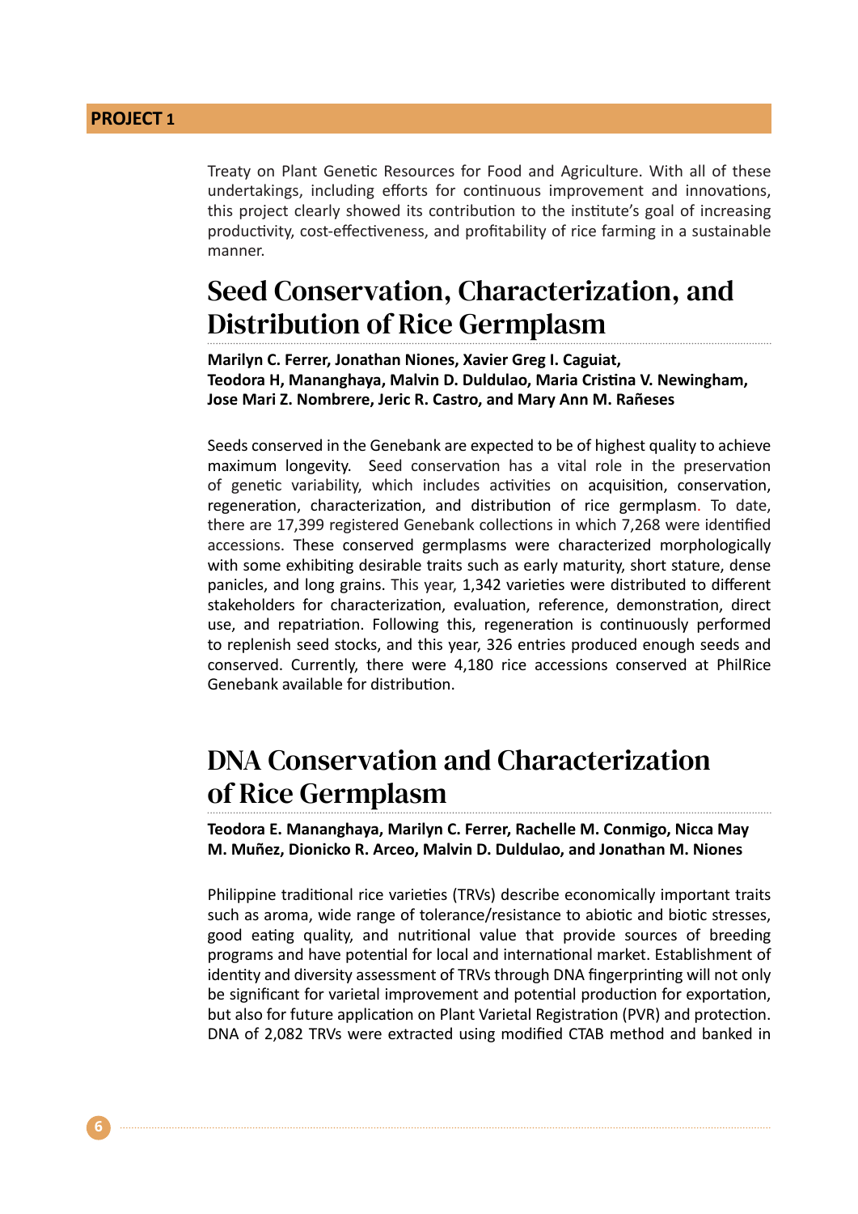Treaty on Plant Genetic Resources for Food and Agriculture. With all of these undertakings, including efforts for continuous improvement and innovations, this project clearly showed its contribution to the institute's goal of increasing productivity, cost-effectiveness, and profitability of rice farming in a sustainable manner.

## Seed Conservation, Characterization, and Distribution of Rice Germplasm

**Marilyn C. Ferrer, Jonathan Niones, Xavier Greg I. Caguiat, Teodora H, Mananghaya, Malvin D. Duldulao, Maria Cristina V. Newingham, Jose Mari Z. Nombrere, Jeric R. Castro, and Mary Ann M. Rañeses**

Seeds conserved in the Genebank are expected to be of highest quality to achieve maximum longevity. Seed conservation has a vital role in the preservation of genetic variability, which includes activities on acquisition, conservation, regeneration, characterization, and distribution of rice germplasm. To date, there are 17,399 registered Genebank collections in which 7,268 were identified accessions. These conserved germplasms were charactenized morphologically with some exhibiting desirable traits such as early maturity, short stature, dense panicles, and long grains. This year, 1,342 varieties were distributed to different stakeholders for characterization, evaluation, reference, demonstration, direct use, and repatriation. Following this, regeneration is continuously performed to replenish seed stocks, and this year, 326 entries produced enough seeds and conserved. Currently, there were 4,180 rice accessions conserved at PhilRice Genebank available for distribution.

## DNA Conservation and Characterization of Rice Germplasm

**Teodora E. Mananghaya, Marilyn C. Ferrer, Rachelle M. Conmigo, Nicca May M. Muñez, Dionicko R. Arceo, Malvin D. Duldulao, and Jonathan M. Niones**

Philippine traditional rice varieties (TRVs) describe economically important traits such as aroma, wide range of tolerance/resistance to abiotic and biotic stresses, good eating quality, and nutritional value that provide sources of breeding programs and have potential for local and international market. Establishment of identity and diversity assessment of TRVs through DNA fingerprinting will not only be significant for varietal improvement and potential production for exportation, but also for future application on Plant Varietal Registration (PVR) and protection. DNA of 2,082 TRVs were extracted using modified CTAB method and banked in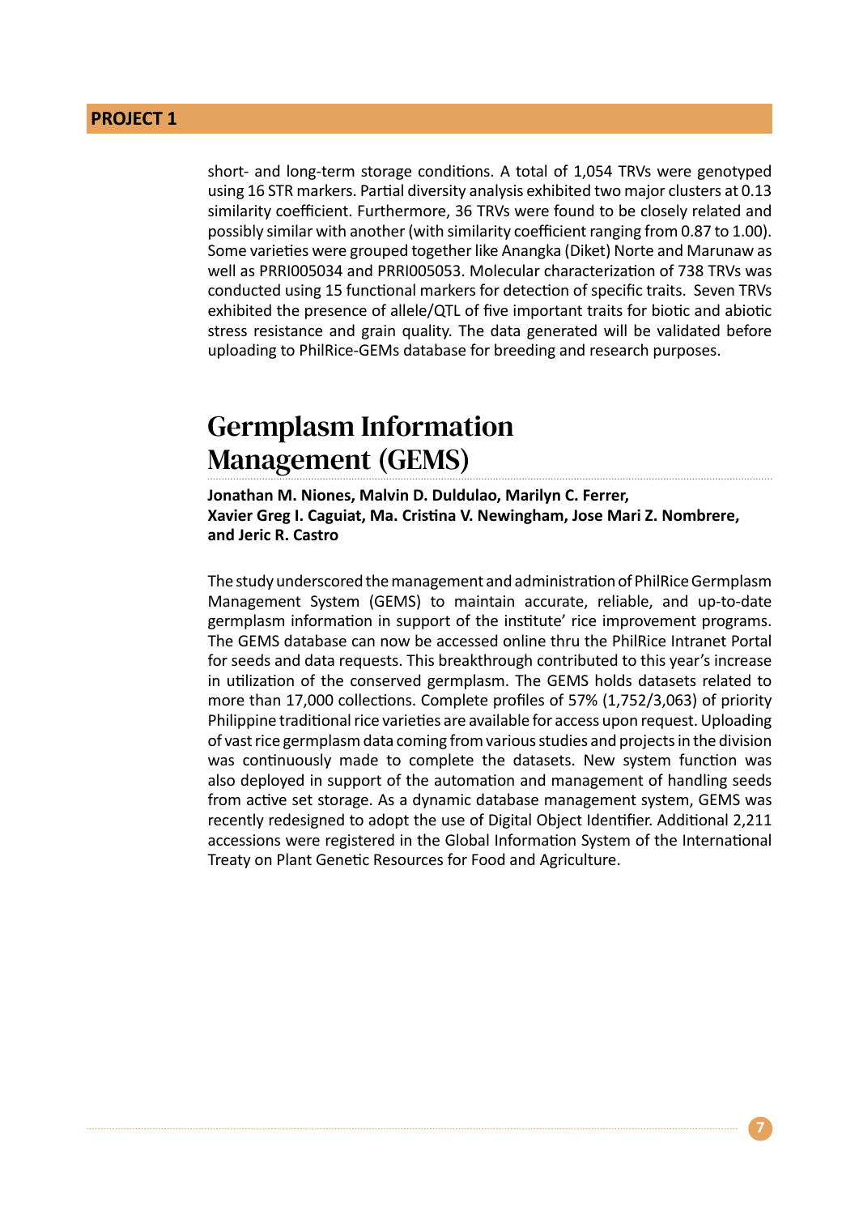short- and long-term storage conditions. A total of 1,054 TRVs were genotyped using 16 STR markers. Partial diversity analysis exhibited two major clusters at 0.13 similarity coefficient. Furthermore, 36 TRVs were found to be closely related and possibly similar with another (with similarity coefficient ranging from 0.87 to 1.00). Some varieties were grouped together like Anangka (Diket) Norte and Marunaw as well as PRRI005034 and PRRI005053. Molecular characterization of 738 TRVs was conducted using 15 functional markers for detection of specific traits. Seven TRVs exhibited the presence of allele/QTL of five important traits for biotic and abiotic stress resistance and grain quality. The data generated will be validated before uploading to PhilRice-GEMs database for breeding and research purposes.

## Germplasm Information Management (GEMS)

**Jonathan M. Niones, Malvin D. Duldulao, Marilyn C. Ferrer, Xavier Greg I. Caguiat, Ma. Cristina V. Newingham, Jose Mari Z. Nombrere, and Jeric R. Castro**

The study underscored the management and administration of PhilRice Germplasm Management System (GEMS) to maintain accurate, reliable, and up-to-date germplasm information in support of the institute' rice improvement programs. The GEMS database can now be accessed online thru the PhilRice Intranet Portal for seeds and data requests. This breakthrough contributed to this year's increase in utilization of the conserved germplasm. The GEMS holds datasets related to more than 17,000 collections. Complete profiles of 57% (1,752/3,063) of priority Philippine traditional rice varieties are available for access upon request. Uploading of vast rice germplasm data coming from various studies and projects in the division was continuously made to complete the datasets. New system function was also deployed in support of the automation and management of handling seeds from active set storage. As a dynamic database management system, GEMS was recently redesigned to adopt the use of Digital Object Identifier. Additional 2,211 accessions were registered in the Global Information System of the International Treaty on Plant Genetic Resources for Food and Agriculture.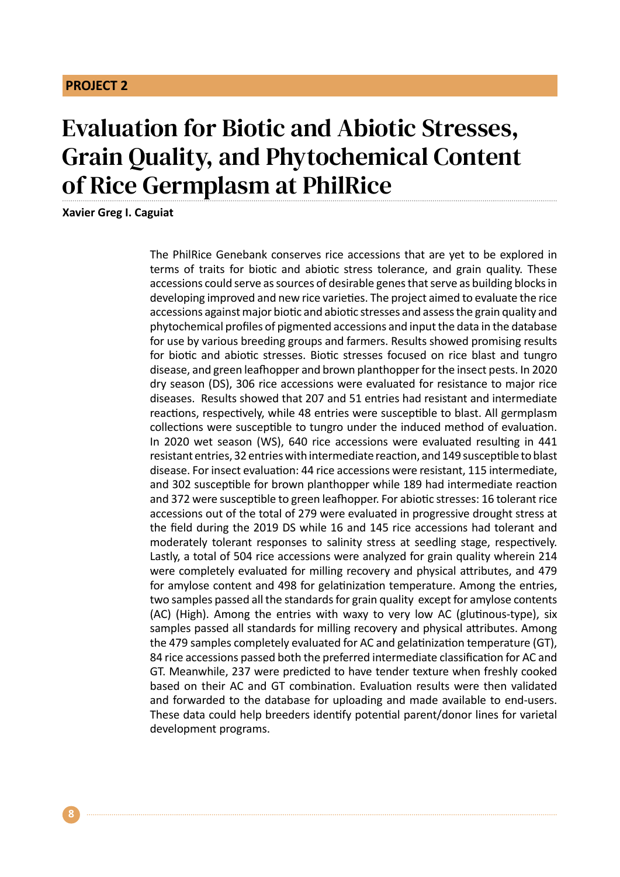**PROJECT 2**

# Evaluation for Biotic and Abiotic Stresses, Grain Quality, and Phytochemical Content of Rice Germplasm at PhilRice

**Xavier Greg I. Caguiat**

The PhilRice Genebank conserves rice accessions that are yet to be explored in terms of traits for biotic and abiotic stress tolerance, and grain quality. These accessions could serve as sources of desirable genes that serve as building blocks in developing improved and new rice varieties. The project aimed to evaluate the rice accessions against major biotic and abiotic stresses and assess the grain quality and phytochemical profiles of pigmented accessions and input the data in the database for use by various breeding groups and farmers. Results showed promising results for biotic and abiotic stresses. Biotic stresses focused on rice blast and tungro disease, and green leafhopper and brown planthopper for the insect pests. In 2020 dry season (DS), 306 rice accessions were evaluated for resistance to major rice diseases. Results showed that 207 and 51 entries had resistant and intermediate reactions, respectively, while 48 entries were susceptible to blast. All germplasm collections were susceptible to tungro under the induced method of evaluation. In 2020 wet season (WS), 640 rice accessions were evaluated resulting in 441 resistant entries, 32 entries with intermediate reaction, and 149 susceptible to blast disease. For insect evaluation: 44 rice accessions were resistant, 115 intermediate, and 302 susceptible for brown planthopper while 189 had intermediate reaction and 372 were susceptible to green leafhopper. For abiotic stresses: 16 tolerant rice accessions out of the total of 279 were evaluated in progressive drought stress at the field during the 2019 DS while 16 and 145 rice accessions had tolerant and moderately tolerant responses to salinity stress at seedling stage, respectively. Lastly, a total of 504 rice accessions were analyzed for grain quality wherein 214 were completely evaluated for milling recovery and physical attributes, and 479 for amylose content and 498 for gelatinization temperature. Among the entries, two samples passed all the standards for grain quality except for amylose contents (AC) (High). Among the entries with waxy to very low AC (glutinous-type), six samples passed all standards for milling recovery and physical attributes. Among the 479 samples completely evaluated for AC and gelatinization temperature (GT), 84 rice accessions passed both the preferred intermediate classification for AC and GT. Meanwhile, 237 were predicted to have tender texture when freshly cooked based on their AC and GT combination. Evaluation results were then validated and forwarded to the database for uploading and made available to end-users. These data could help breeders identify potential parent/donor lines for varietal development programs.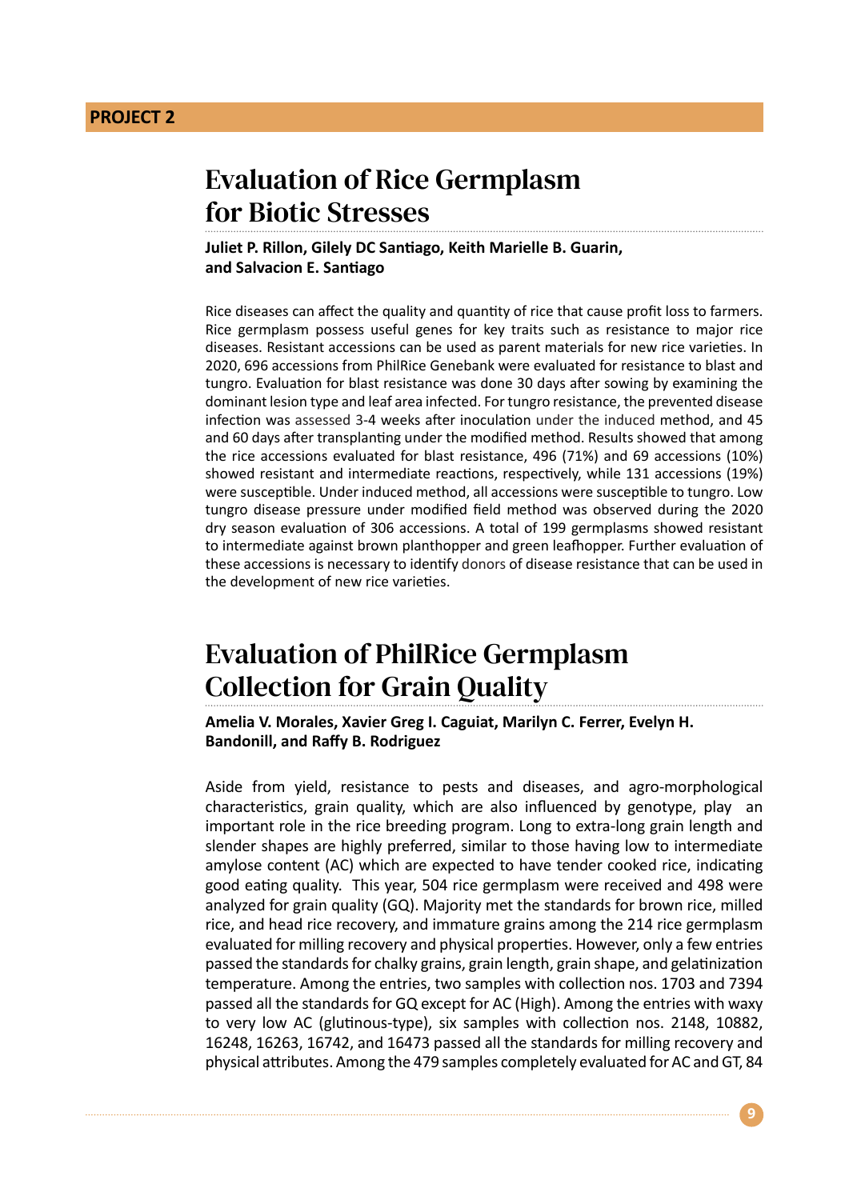**PROJECT 2**

## Evaluation of Rice Germplasm for Biotic Stresses

**Juliet P. Rillon, Gilely DC Santiago, Keith Marielle B. Guarin, and Salvacion E. Santiago**

Rice diseases can affect the quality and quantity of rice that cause profit loss to farmers. Rice germplasm possess useful genes for key traits such as resistance to major rice diseases. Resistant accessions can be used as parent materials for new rice varieties. In 2020, 696 accessions from PhilRice Genebank were evaluated for resistance to blast and tungro. Evaluation for blast resistance was done 30 days after sowing by examining the dominant lesion type and leaf area infected. For tungro resistance, the prevented disease infection was assessed 3-4 weeks after inoculation under the induced method, and 45 and 60 days after transplanting under the modified method. Results showed that among the rice accessions evaluated for blast resistance, 496 (71%) and 69 accessions (10%) showed resistant and intermediate reactions, respectively, while 131 accessions (19%) were susceptible. Under induced method, all accessions were susceptible to tungro. Low tungro disease pressure under modified field method was observed during the 2020 dry season evaluation of 306 accessions. A total of 199 germplasms showed resistant to intermediate against brown planthopper and green leafhopper. Further evaluation of these accessions is necessary to identify donors of disease resistance that can be used in the development of new rice varieties.

## Evaluation of PhilRice Germplasm Collection for Grain Quality

**Amelia V. Morales, Xavier Greg I. Caguiat, Marilyn C. Ferrer, Evelyn H. Bandonill, and Raffy B. Rodriguez**

Aside from yield, resistance to pests and diseases, and agro-morphological characteristics, grain quality, which are also influenced by genotype, play an important role in the rice breeding program. Long to extra-long grain length and slender shapes are highly preferred, similar to those having low to intermediate amylose content (AC) which are expected to have tender cooked rice, indicating good eating quality. This year, 504 rice germplasm were received and 498 were analyzed for grain quality (GQ). Majority met the standards for brown rice, milled rice, and head rice recovery, and immature grains among the 214 rice germplasm evaluated for milling recovery and physical properties. However, only a few entries passed the standards for chalky grains, grain length, grain shape, and gelatinization temperature. Among the entries, two samples with collection nos. 1703 and 7394 passed all the standards for GQ except for AC (High). Among the entries with waxy to very low AC (glutinous-type), six samples with collection nos. 2148, 10882, 16248, 16263, 16742, and 16473 passed all the standards for milling recovery and physical attributes. Among the 479 samples completely evaluated for AC and GT, 84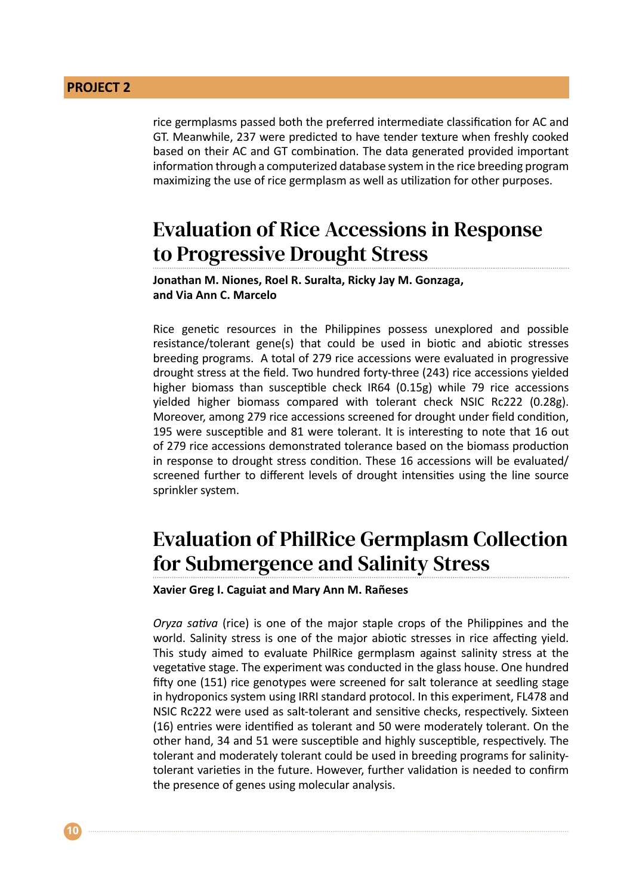rice germplasms passed both the preferred intermediate classification for AC and GT. Meanwhile, 237 were predicted to have tender texture when freshly cooked based on their AC and GT combination. The data generated provided important information through a computerized database system in the rice breeding program maximizing the use of rice germplasm as well as utilization for other purposes.

## Evaluation of Rice Accessions in Response to Progressive Drought Stress

**Jonathan M. Niones, Roel R. Suralta, Ricky Jay M. Gonzaga, and Via Ann C. Marcelo**

Rice genetic resources in the Philippines possess unexplored and possible resistance/tolerant gene(s) that could be used in biotic and abiotic stresses breeding programs. A total of 279 rice accessions were evaluated in progressive drought stress at the field. Two hundred forty-three (243) rice accessions yielded higher biomass than susceptible check IR64 (0.15g) while 79 rice accessions yielded higher biomass compared with tolerant check NSIC Rc222 (0.28g). Moreover, among 279 rice accessions screened for drought under field condition, 195 were susceptible and 81 were tolerant. It is interesting to note that 16 out of 279 rice accessions demonstrated tolerance based on the biomass production in response to drought stress condition. These 16 accessions will be evaluated/ screened further to different levels of drought intensities using the line source sprinkler system.

## Evaluation of PhilRice Germplasm Collection for Submergence and Salinity Stress

**Xavier Greg I. Caguiat and Mary Ann M. Rañeses**

*Oryza sativa* (rice) is one of the major staple crops of the Philippines and the world. Salinity stress is one of the major abiotic stresses in rice affecting yield. This study aimed to evaluate PhilRice germplasm against salinity stress at the vegetative stage. The experiment was conducted in the glass house. One hundred fifty one (151) rice genotypes were screened for salt tolerance at seedling stage in hydroponics system using IRRI standard protocol. In this experiment, FL478 and NSIC Rc222 were used as salt-tolerant and sensitive checks, respectively. Sixteen (16) entries were identified as tolerant and 50 were moderately tolerant. On the other hand, 34 and 51 were susceptible and highly susceptible, respectively. The tolerant and moderately tolerant could be used in breeding programs for salinity-tolerant varieties in the future. However, further validation is needed to confirm the presence of genes using molecular analysis.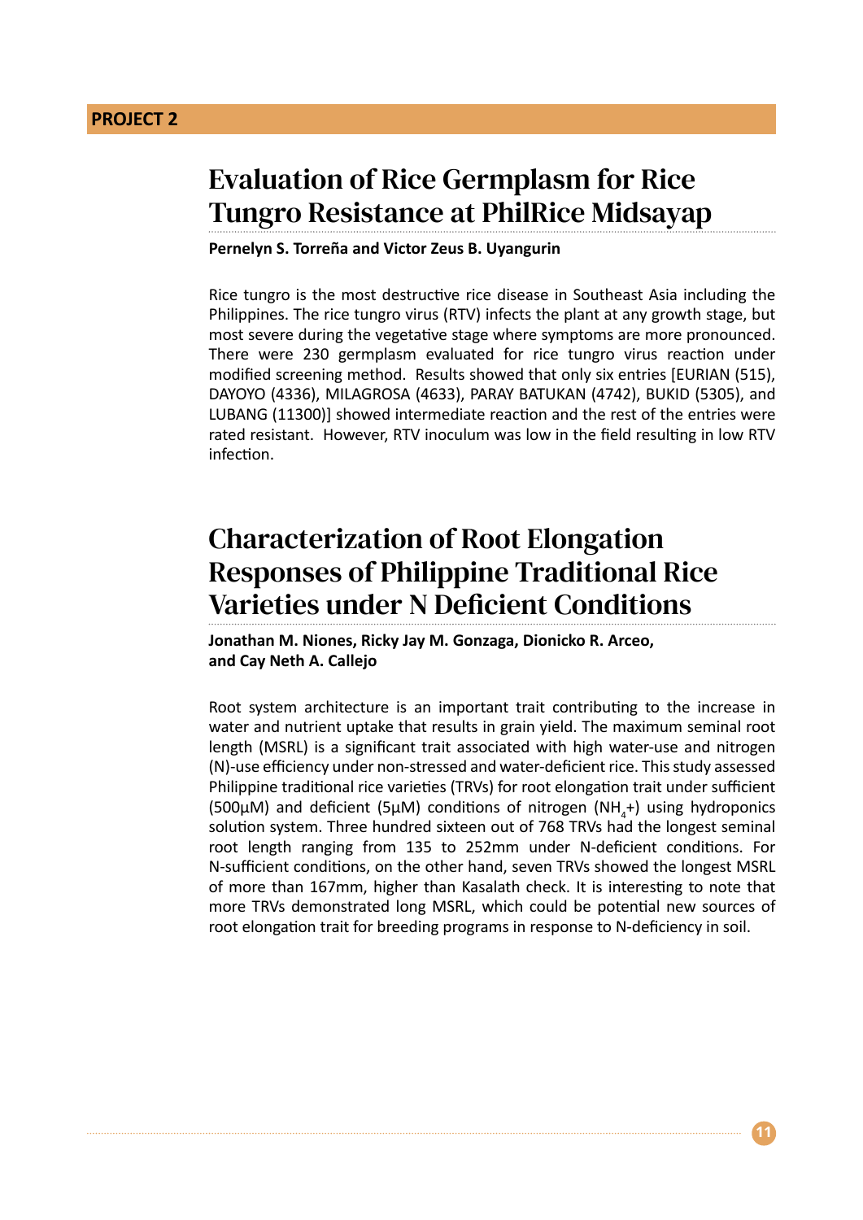**PROJECT 2**

## Evaluation of Rice Germplasm for Rice Tungro Resistance at PhilRice Midsayap

**Pernelyn S. Torreña and Victor Zeus B. Uyangurin**

Rice tungro is the most destructive rice disease in Southeast Asia including the Philippines. The rice tungro virus (RTV) infects the plant at any growth stage, but most severe during the vegetative stage where symptoms are more pronounced. There were 230 germplasm evaluated for rice tungro virus reaction under modified screening method. Results showed that only six entries [EURIAN (515), DAYOYO (4336), MILAGROSA (4633), PARAY BATUKAN (4742), BUKID (5305), and LUBANG (11300)] showed intermediate reaction and the rest of the entries were rated resistant. However, RTV inoculum was low in the field resulting in low RTV infection.

## Characterization of Root Elongation Responses of Philippine Traditional Rice Varieties under N Deficient Conditions

**Jonathan M. Niones, Ricky Jay M. Gonzaga, Dionicko R. Arceo, and Cay Neth A. Callejo**

Root system architecture is an important trait contributing to the increase in water and nutrient uptake that results in grain yield. The maximum seminal root length (MSRL) is a significant trait associated with high water-use and nitrogen (N)-use efficiency under non-stressed and water-deficient rice. This study assessed Philippine traditional rice varieties (TRVs) for root elongation trait under sufficient (500µM) and deficient (5µM) conditions of nitrogen ($NH_4$+) using hydroponics solution system. Three hundred sixteen out of 768 TRVs had the longest seminal root length ranging from 135 to 252mm under N-deficient conditions. For N-sufficient conditions, on the other hand, seven TRVs showed the longest MSRL of more than 167mm, higher than Kasalath check. It is interesting to note that more TRVs demonstrated long MSRL, which could be potential new sources of root elongation trait for breeding programs in response to N-deficiency in soil.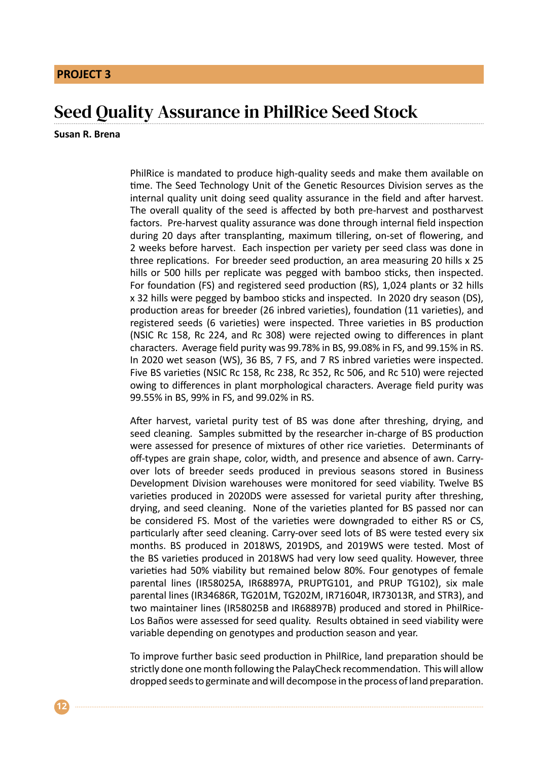**PROJECT 3**

# Seed Quality Assurance in PhilRice Seed Stock

**Susan R. Brena**

PhilRice is mandated to produce high-quality seeds and make them available on time. The Seed Technology Unit of the Genetic Resources Division serves as the internal quality unit doing seed quality assurance in the field and after harvest. The overall quality of the seed is affected by both pre-harvest and postharvest factors. Pre-harvest quality assurance was done through internal field inspection during 20 days after transplanting, maximum tillering, on-set of flowering, and 2 weeks before harvest. Each inspection per variety per seed class was done in three replications. For breeder seed production, an area measuring 20 hills x 25 hills or 500 hills per replicate was pegged with bamboo sticks, then inspected. For foundation (FS) and registered seed production (RS), 1,024 plants or 32 hills x 32 hills were pegged by bamboo sticks and inspected. In 2020 dry season (DS), production areas for breeder (26 inbred varieties), foundation (11 varieties), and registered seeds (6 varieties) were inspected. Three varieties in BS production (NSIC Rc 158, Rc 224, and Rc 308) were rejected owing to differences in plant characters. Average field purity was 99.78% in BS, 99.08% in FS, and 99.15% in RS. In 2020 wet season (WS), 36 BS, 7 FS, and 7 RS inbred varieties were inspected. Five BS varieties (NSIC Rc 158, Rc 238, Rc 352, Rc 506, and Rc 510) were rejected owing to differences in plant morphological characters. Average field purity was 99.55% in BS, 99% in FS, and 99.02% in RS.

After harvest, varietal purity test of BS was done after threshing, drying, and seed cleaning. Samples submitted by the researcher in-charge of BS production were assessed for presence of mixtures of other rice varieties. Determinants of off-types are grain shape, color, width, and presence and absence of awn. Carry-over lots of breeder seeds produced in previous seasons stored in Business Development Division warehouses were monitored for seed viability. Twelve BS varieties produced in 2020DS were assessed for varietal purity after threshing, drying, and seed cleaning. None of the varieties planted for BS passed nor can be considered FS. Most of the varieties were downgraded to either RS or CS, particularly after seed cleaning. Carry-over seed lots of BS were tested every six months. BS produced in 2018WS, 2019DS, and 2019WS were tested. Most of the BS varieties produced in 2018WS had very low seed quality. However, three varieties had 50% viability but remained below 80%. Four genotypes of female parental lines (IR58025A, IR68897A, PRUPTG101, and PRUP TG102), six male parental lines (IR34686R, TG201M, TG202M, IR71604R, IR73013R, and STR3), and two maintainer lines (IR58025B and IR68897B) produced and stored in PhilRice-Los Baños were assessed for seed quality. Results obtained in seed viability were variable depending on genotypes and production season and year.

To improve further basic seed production in PhilRice, land preparation should be strictly done one month following the PalayCheck recommendation. This will allow dropped seeds to germinate and will decompose in the process of land preparation.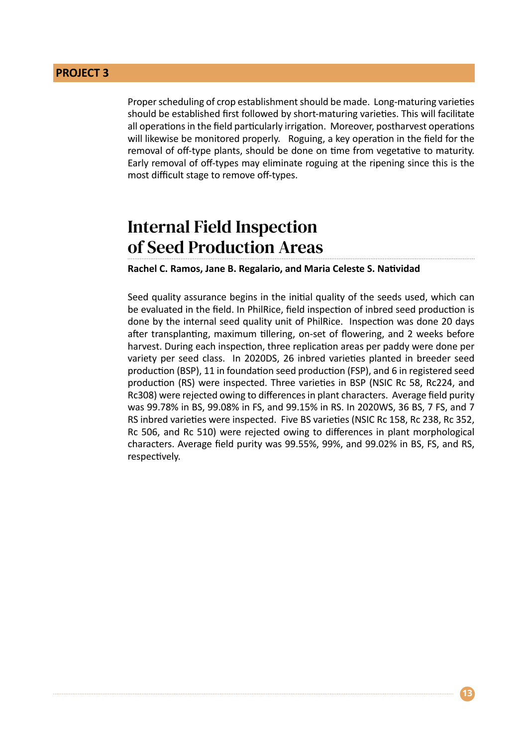Proper scheduling of crop establishment should be made. Long-maturing varieties should be established first followed by short-maturing varieties. This will facilitate all operations in the field particularly irrigation. Moreover, postharvest operations will likewise be monitored properly. Roguing, a key operation in the field for the removal of off-type plants, should be done on time from vegetative to maturity. Early removal of off-types may eliminate roguing at the ripening since this is the most difficult stage to remove off-types.

## Internal Field Inspection of Seed Production Areas

**Rachel C. Ramos, Jane B. Regalario, and Maria Celeste S. Natividad**

Seed quality assurance begins in the initial quality of the seeds used, which can be evaluated in the field. In PhilRice, field inspection of inbred seed production is done by the internal seed quality unit of PhilRice. Inspection was done 20 days after transplanting, maximum tillering, on-set of flowering, and 2 weeks before harvest. During each inspection, three replication areas per paddy were done per variety per seed class. In 2020DS, 26 inbred varieties planted in breeder seed production (BSP), 11 in foundation seed production (FSP), and 6 in registered seed production (RS) were inspected. Three varieties in BSP (NSIC Rc 58, Rc224, and Rc308) were rejected owing to differences in plant characters. Average field purity was 99.78% in BS, 99.08% in FS, and 99.15% in RS. In 2020WS, 36 BS, 7 FS, and 7 RS inbred varieties were inspected. Five BS varieties (NSIC Rc 158, Rc 238, Rc 352, Rc 506, and Rc 510) were rejected owing to differences in plant morphological characters. Average field purity was 99.55%, 99%, and 99.02% in BS, FS, and RS, respectively.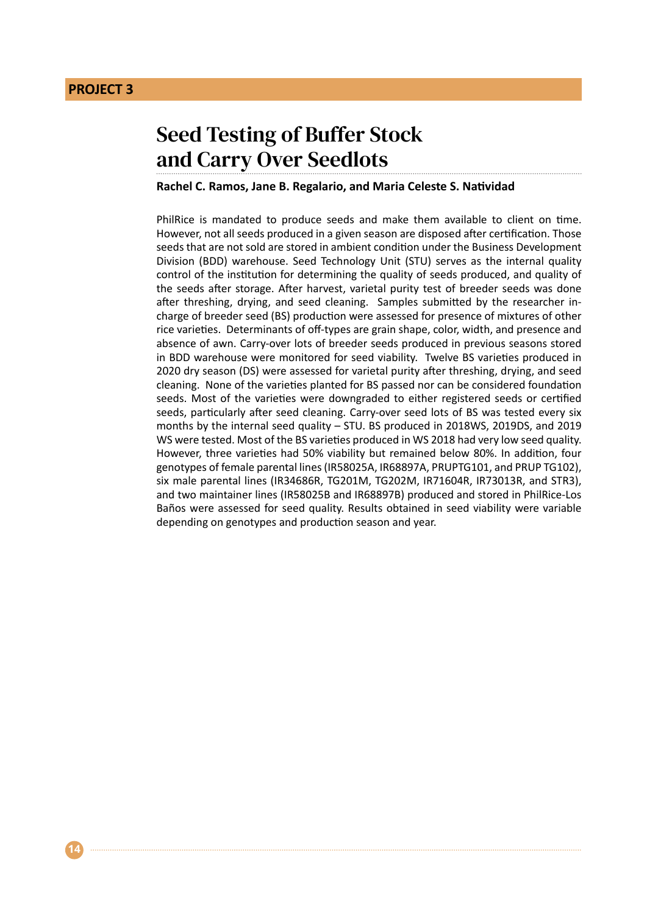**PROJECT 3**

# Seed Testing of Buffer Stock and Carry Over Seedlots

**Rachel C. Ramos, Jane B. Regalario, and Maria Celeste S. Natividad**

PhilRice is mandated to produce seeds and make them available to client on time. However, not all seeds produced in a given season are disposed after certification. Those seeds that are not sold are stored in ambient condition under the Business Development Division (BDD) warehouse. Seed Technology Unit (STU) serves as the internal quality control of the institution for determining the quality of seeds produced, and quality of the seeds after storage. After harvest, varietal purity test of breeder seeds was done after threshing, drying, and seed cleaning. Samples submitted by the researcher in-charge of breeder seed (BS) production were assessed for presence of mixtures of other rice varieties. Determinants of off-types are grain shape, color, width, and presence and absence of awn. Carry-over lots of breeder seeds produced in previous seasons stored in BDD warehouse were monitored for seed viability. Twelve BS varieties produced in 2020 dry season (DS) were assessed for varietal purity after threshing, drying, and seed cleaning. None of the varieties planted for BS passed nor can be considered foundation seeds. Most of the varieties were downgraded to either registered seeds or certified seeds, particularly after seed cleaning. Carry-over seed lots of BS was tested every six months by the internal seed quality – STU. BS produced in 2018WS, 2019DS, and 2019 WS were tested. Most of the BS varieties produced in WS 2018 had very low seed quality. However, three varieties had 50% viability but remained below 80%. In addition, four genotypes of female parental lines (IR58025A, IR68897A, PRUPTG101, and PRUP TG102), six male parental lines (IR34686R, TG201M, TG202M, IR71604R, IR73013R, and STR3), and two maintainer lines (IR58025B and IR68897B) produced and stored in PhilRice-Los Baños were assessed for seed quality. Results obtained in seed viability were variable depending on genotypes and production season and year.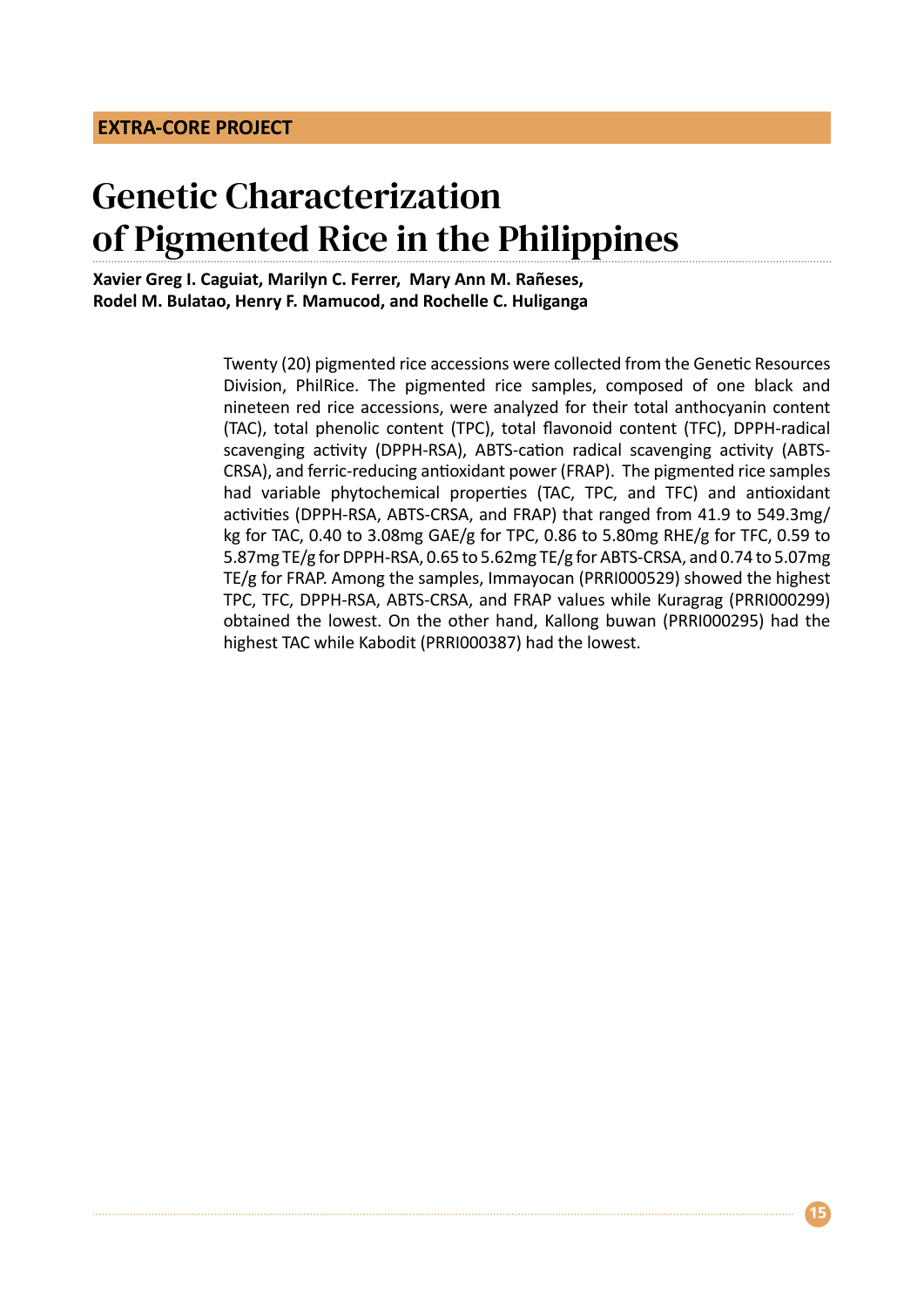**EXTRA-CORE PROJECT**

# Genetic Characterization of Pigmented Rice in the Philippines

**Xavier Greg I. Caguiat, Marilyn C. Ferrer, Mary Ann M. Rañeses, Rodel M. Bulatao, Henry F. Mamucod, and Rochelle C. Huliganga**

Twenty (20) pigmented rice accessions were collected from the Genetic Resources Division, PhilRice. The pigmented rice samples, composed of one black and nineteen red rice accessions, were analyzed for their total anthocyanin content (TAC), total phenolic content (TPC), total flavonoid content (TFC), DPPH-radical scavenging activity (DPPH-RSA), ABTS-cation radical scavenging activity (ABTS-CRSA), and ferric-reducing antioxidant power (FRAP). The pigmented rice samples had variable phytochemical properties (TAC, TPC, and TFC) and antioxidant activities (DPPH-RSA, ABTS-CRSA, and FRAP) that ranged from 41.9 to 549.3mg/kg for TAC, 0.40 to 3.08mg GAE/g for TPC, 0.86 to 5.80mg RHE/g for TFC, 0.59 to 5.87mg TE/g for DPPH-RSA, 0.65 to 5.62mg TE/g for ABTS-CRSA, and 0.74 to 5.07mg TE/g for FRAP. Among the samples, Immayocan (PRRI000529) showed the highest TPC, TFC, DPPH-RSA, ABTS-CRSA, and FRAP values while Kuragrag (PRRI000299) obtained the lowest. On the other hand, Kallong buwan (PRRI000295) had the highest TAC while Kabodit (PRRI000387) had the lowest.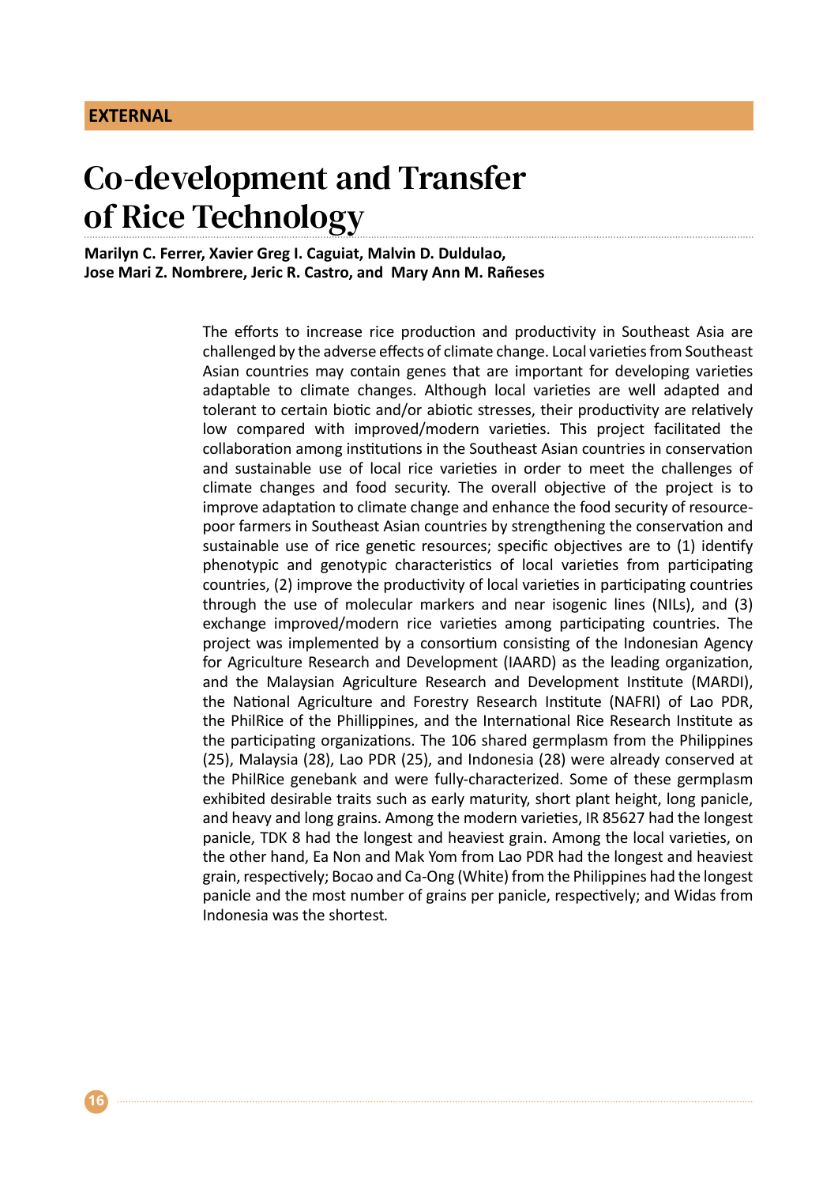**EXTERNAL**

# Co-development and Transfer of Rice Technology

**Marilyn C. Ferrer, Xavier Greg I. Caguiat, Malvin D. Duldulao, Jose Mari Z. Nombrere, Jeric R. Castro, and Mary Ann M. Rañeses**

The efforts to increase rice production and productivity in Southeast Asia are challenged by the adverse effects of climate change. Local varieties from Southeast Asian countries may contain genes that are important for developing varieties adaptable to climate changes. Although local varieties are well adapted and tolerant to certain biotic and/or abiotic stresses, their productivity are relatively low compared with improved/modern varieties. This project facilitated the collaboration among institutions in the Southeast Asian countries in conservation and sustainable use of local rice varieties in order to meet the challenges of climate changes and food security. The overall objective of the project is to improve adaptation to climate change and enhance the food security of resource-poor farmers in Southeast Asian countries by strengthening the conservation and sustainable use of rice genetic resources; specific objectives are to (1) identify phenotypic and genotypic characteristics of local varieties from participating countries, (2) improve the productivity of local varieties in participating countries through the use of molecular markers and near isogenic lines (NILs), and (3) exchange improved/modern rice varieties among participating countries. The project was implemented by a consortium consisting of the Indonesian Agency for Agriculture Research and Development (IAARD) as the leading organization, and the Malaysian Agriculture Research and Development Institute (MARDI), the National Agriculture and Forestry Research Institute (NAFRI) of Lao PDR, the PhilRice of the Phillippines, and the International Rice Research Institute as the participating organizations. The 106 shared germplasm from the Philippines (25), Malaysia (28), Lao PDR (25), and Indonesia (28) were already conserved at the PhilRice genebank and were fully-characterized. Some of these germplasm exhibited desirable traits such as early maturity, short plant height, long panicle, and heavy and long grains. Among the modern varieties, IR 85627 had the longest panicle, TDK 8 had the longest and heaviest grain. Among the local varieties, on the other hand, Ea Non and Mak Yom from Lao PDR had the longest and heaviest grain, respectively; Bocao and Ca-Ong (White) from the Philippines had the longest panicle and the most number of grains per panicle, respectively; and Widas from Indonesia was the shortest.